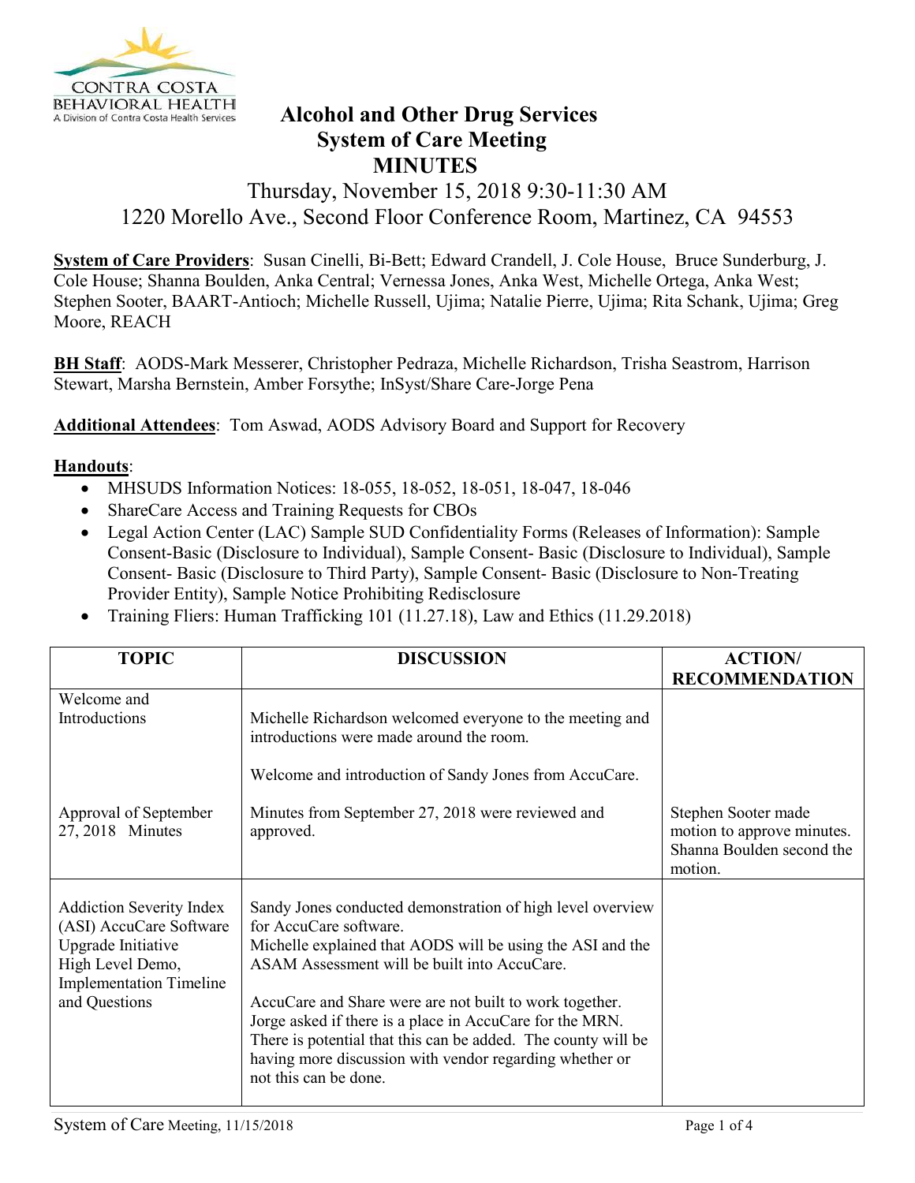# Alcohol and Other Drug Services
## System of Care Meeting
## MINUTES

Thursday, November 15, 2018 9:30-11:30 AM
1220 Morello Ave., Second Floor Conference Room, Martinez, CA 94553

**System of Care Providers**: Susan Cinelli, Bi-Bett; Edward Crandell, J. Cole House, Bruce Sunderburg, J. Cole House; Shanna Boulden, Anka Central; Vernessa Jones, Anka West, Michelle Ortega, Anka West; Stephen Sooter, BAART-Antioch; Michelle Russell, Ujima; Natalie Pierre, Ujima; Rita Schank, Ujima; Greg Moore, REACH

**BH Staff**: AODS-Mark Messerer, Christopher Pedraza, Michelle Richardson, Trisha Seastrom, Harrison Stewart, Marsha Bernstein, Amber Forsythe; InSyst/Share Care-Jorge Pena

**Additional Attendees**: Tom Aswad, AODS Advisory Board and Support for Recovery

**Handouts**:

- MHSUDS Information Notices: 18-055, 18-052, 18-051, 18-047, 18-046
- ShareCare Access and Training Requests for CBOs
- Legal Action Center (LAC) Sample SUD Confidentiality Forms (Releases of Information): Sample Consent-Basic (Disclosure to Individual), Sample Consent- Basic (Disclosure to Individual), Sample Consent- Basic (Disclosure to Third Party), Sample Consent- Basic (Disclosure to Non-Treating Provider Entity), Sample Notice Prohibiting Redisclosure
- Training Fliers: Human Trafficking 101 (11.27.18), Law and Ethics (11.29.2018)

| TOPIC | DISCUSSION | ACTION/ RECOMMENDATION |
|---|---|---|
| Welcome and Introductions | Michelle Richardson welcomed everyone to the meeting and introductions were made around the room.<br><br>Welcome and introduction of Sandy Jones from AccuCare. | |
| Approval of September 27, 2018 Minutes | Minutes from September 27, 2018 were reviewed and approved. | Stephen Sooter made motion to approve minutes. Shanna Boulden second the motion. |
| Addiction Severity Index (ASI) AccuCare Software Upgrade Initiative High Level Demo, Implementation Timeline and Questions | Sandy Jones conducted demonstration of high level overview for AccuCare software.<br>Michelle explained that AODS will be using the ASI and the ASAM Assessment will be built into AccuCare.<br><br>AccuCare and Share were are not built to work together. Jorge asked if there is a place in AccuCare for the MRN. There is potential that this can be added. The county will be having more discussion with vendor regarding whether or not this can be done. | |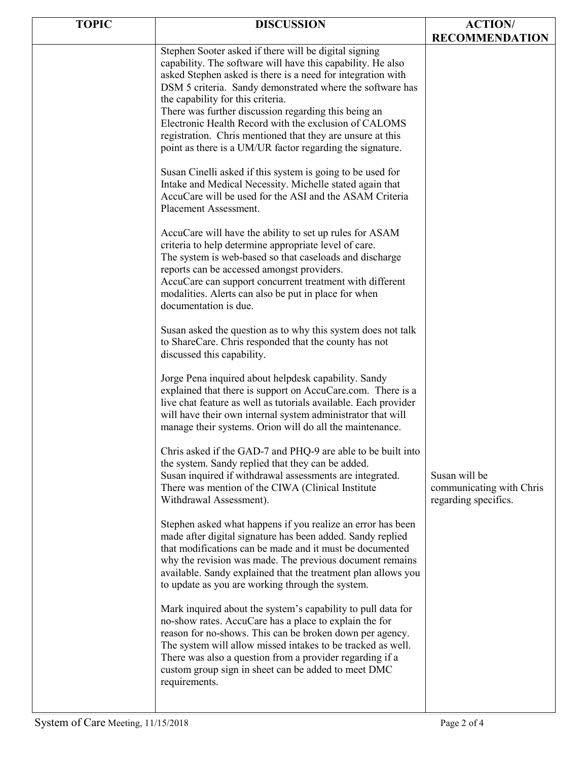| TOPIC | DISCUSSION | ACTION/ RECOMMENDATION |
|---|---|---|
| | Stephen Sooter asked if there will be digital signing capability. The software will have this capability. He also asked Stephen asked is there is a need for integration with DSM 5 criteria. Sandy demonstrated where the software has the capability for this criteria.<br>There was further discussion regarding this being an Electronic Health Record with the exclusion of CALOMS registration. Chris mentioned that they are unsure at this point as there is a UM/UR factor regarding the signature.<br><br>Susan Cinelli asked if this system is going to be used for Intake and Medical Necessity. Michelle stated again that AccuCare will be used for the ASI and the ASAM Criteria Placement Assessment.<br><br>AccuCare will have the ability to set up rules for ASAM criteria to help determine appropriate level of care.<br>The system is web-based so that caseloads and discharge reports can be accessed amongst providers.<br>AccuCare can support concurrent treatment with different modalities. Alerts can also be put in place for when documentation is due.<br><br>Susan asked the question as to why this system does not talk to ShareCare. Chris responded that the county has not discussed this capability.<br><br>Jorge Pena inquired about helpdesk capability. Sandy explained that there is support on AccuCare.com. There is a live chat feature as well as tutorials available. Each provider will have their own internal system administrator that will manage their systems. Orion will do all the maintenance.<br><br>Chris asked if the GAD-7 and PHQ-9 are able to be built into the system. Sandy replied that they can be added.<br>Susan inquired if withdrawal assessments are integrated. There was mention of the CIWA (Clinical Institute Withdrawal Assessment).<br><br>Stephen asked what happens if you realize an error has been made after digital signature has been added. Sandy replied that modifications can be made and it must be documented why the revision was made. The previous document remains available. Sandy explained that the treatment plan allows you to update as you are working through the system.<br><br>Mark inquired about the system's capability to pull data for no-show rates. AccuCare has a place to explain the for reason for no-shows. This can be broken down per agency. The system will allow missed intakes to be tracked as well. There was also a question from a provider regarding if a custom group sign in sheet can be added to meet DMC requirements. | Susan will be communicating with Chris regarding specifics. |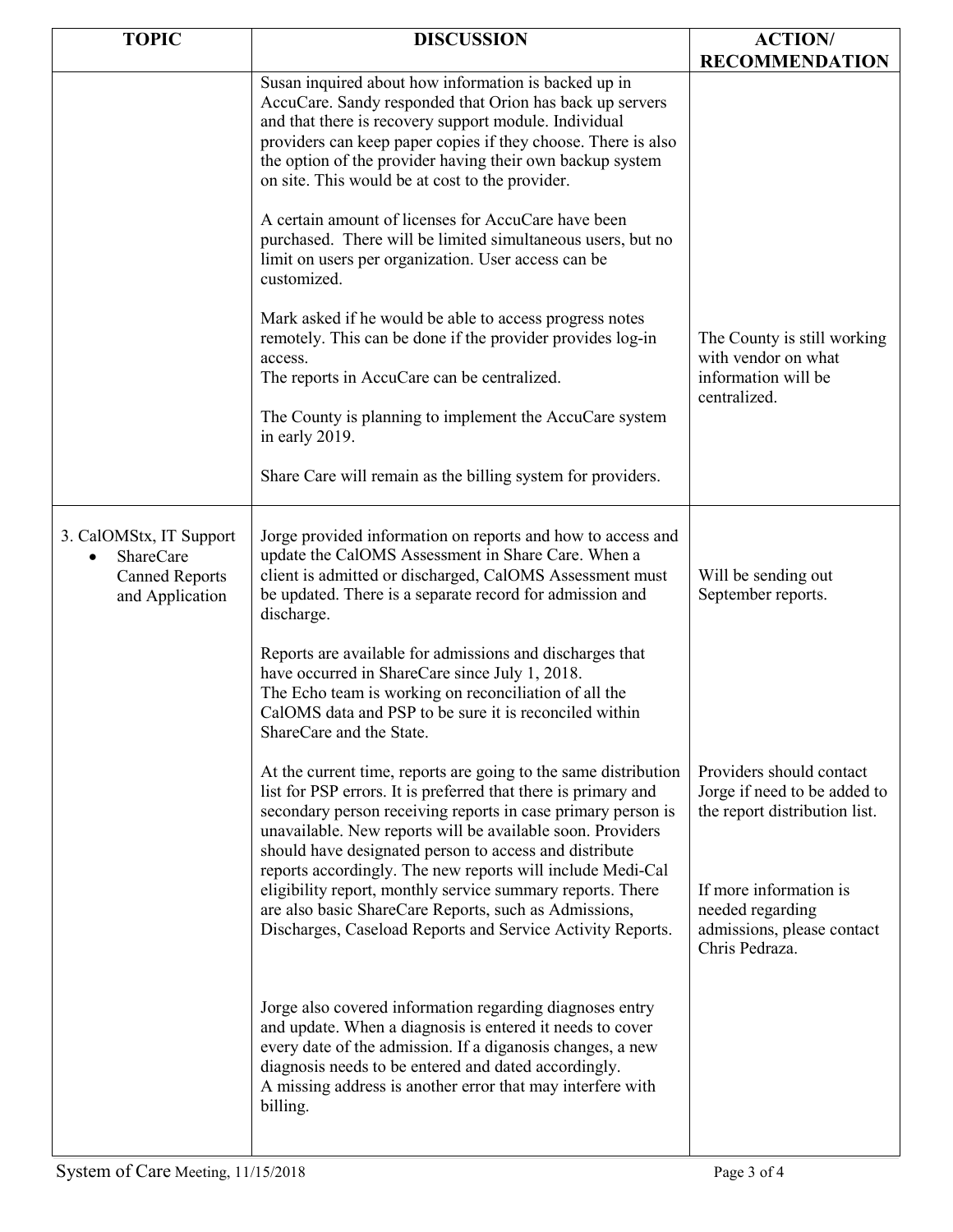| TOPIC | DISCUSSION | ACTION/ RECOMMENDATION |
|---|---|---|
| | Susan inquired about how information is backed up in AccuCare. Sandy responded that Orion has back up servers and that there is recovery support module. Individual providers can keep paper copies if they choose. There is also the option of the provider having their own backup system on site. This would be at cost to the provider.<br><br>A certain amount of licenses for AccuCare have been purchased. There will be limited simultaneous users, but no limit on users per organization. User access can be customized.<br><br>Mark asked if he would be able to access progress notes remotely. This can be done if the provider provides log-in access.<br>The reports in AccuCare can be centralized.<br><br>The County is planning to implement the AccuCare system in early 2019.<br><br>Share Care will remain as the billing system for providers. | The County is still working with vendor on what information will be centralized. |
| 3. CalOMStx, IT Support<br>• ShareCare Canned Reports and Application | Jorge provided information on reports and how to access and update the CalOMS Assessment in Share Care. When a client is admitted or discharged, CalOMS Assessment must be updated. There is a separate record for admission and discharge.<br><br>Reports are available for admissions and discharges that have occurred in ShareCare since July 1, 2018.<br>The Echo team is working on reconciliation of all the CalOMS data and PSP to be sure it is reconciled within ShareCare and the State.<br><br>At the current time, reports are going to the same distribution list for PSP errors. It is preferred that there is primary and secondary person receiving reports in case primary person is unavailable. New reports will be available soon. Providers should have designated person to access and distribute reports accordingly. The new reports will include Medi-Cal eligibility report, monthly service summary reports. There are also basic ShareCare Reports, such as Admissions, Discharges, Caseload Reports and Service Activity Reports.<br><br>Jorge also covered information regarding diagnoses entry and update. When a diagnosis is entered it needs to cover every date of the admission. If a diganosis changes, a new diagnosis needs to be entered and dated accordingly.<br>A missing address is another error that may interfere with billing. | Will be sending out September reports.<br><br>Providers should contact Jorge if need to be added to the report distribution list.<br><br>If more information is needed regarding admissions, please contact Chris Pedraza. |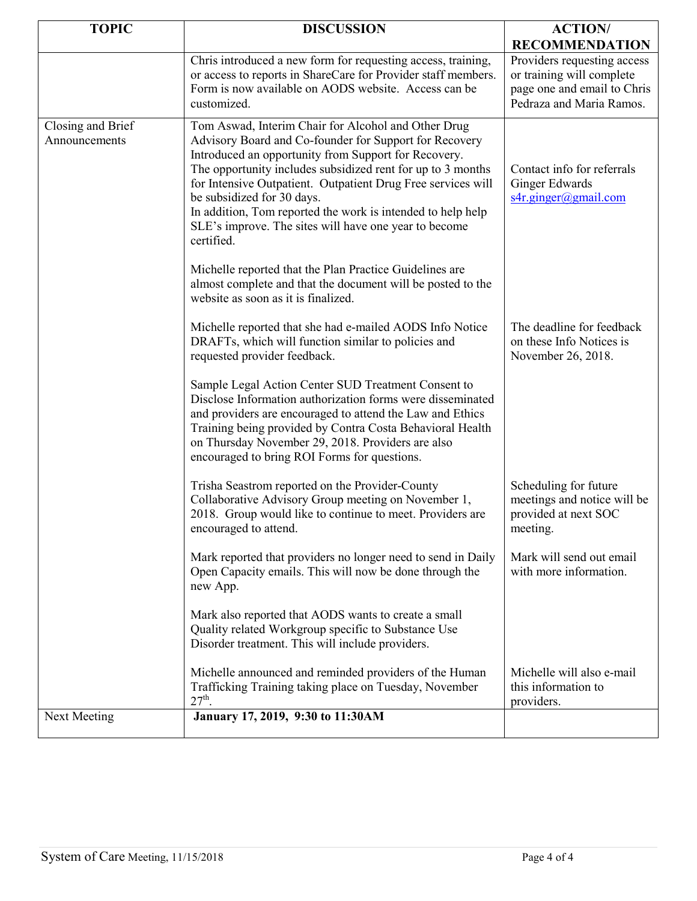| TOPIC | DISCUSSION | ACTION/ RECOMMENDATION |
|---|---|---|
| | Chris introduced a new form for requesting access, training, or access to reports in ShareCare for Provider staff members. Form is now available on AODS website. Access can be customized. | Providers requesting access or training will complete page one and email to Chris Pedraza and Maria Ramos. |
| Closing and Brief Announcements | Tom Aswad, Interim Chair for Alcohol and Other Drug Advisory Board and Co-founder for Support for Recovery Introduced an opportunity from Support for Recovery. The opportunity includes subsidized rent for up to 3 months for Intensive Outpatient. Outpatient Drug Free services will be subsidized for 30 days. In addition, Tom reported the work is intended to help help SLE's improve. The sites will have one year to become certified. | Contact info for referrals Ginger Edwards s4r.ginger@gmail.com |
| | Michelle reported that the Plan Practice Guidelines are almost complete and that the document will be posted to the website as soon as it is finalized. | |
| | Michelle reported that she had e-mailed AODS Info Notice DRAFTs, which will function similar to policies and requested provider feedback. | The deadline for feedback on these Info Notices is November 26, 2018. |
| | Sample Legal Action Center SUD Treatment Consent to Disclose Information authorization forms were disseminated and providers are encouraged to attend the Law and Ethics Training being provided by Contra Costa Behavioral Health on Thursday November 29, 2018. Providers are also encouraged to bring ROI Forms for questions. | |
| | Trisha Seastrom reported on the Provider-County Collaborative Advisory Group meeting on November 1, 2018. Group would like to continue to meet. Providers are encouraged to attend. | Scheduling for future meetings and notice will be provided at next SOC meeting. |
| | Mark reported that providers no longer need to send in Daily Open Capacity emails. This will now be done through the new App. | Mark will send out email with more information. |
| | Mark also reported that AODS wants to create a small Quality related Workgroup specific to Substance Use Disorder treatment. This will include providers. | |
| | Michelle announced and reminded providers of the Human Trafficking Training taking place on Tuesday, November 27th. | Michelle will also e-mail this information to providers. |
| Next Meeting | **January 17, 2019, 9:30 to 11:30AM** | |